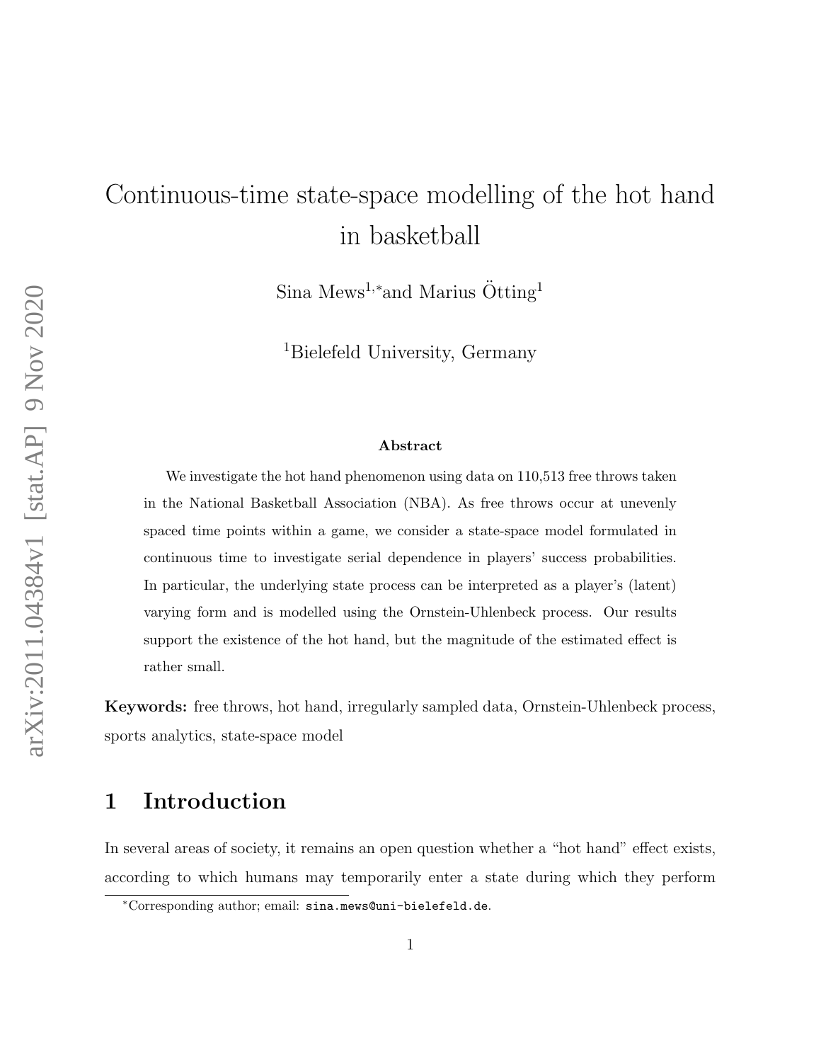# Continuous-time state-space modelling of the hot hand in basketball

Sina Mews[1,*] and Marius Ötting[1]

[1]Bielefeld University, Germany

**Abstract**

We investigate the hot hand phenomenon using data on 110,513 free throws taken in the National Basketball Association (NBA). As free throws occur at unevenly spaced time points within a game, we consider a state-space model formulated in continuous time to investigate serial dependence in players' success probabilities. In particular, the underlying state process can be interpreted as a player's (latent) varying form and is modelled using the Ornstein-Uhlenbeck process. Our results support the existence of the hot hand, but the magnitude of the estimated effect is rather small.

**Keywords:** free throws, hot hand, irregularly sampled data, Ornstein-Uhlenbeck process, sports analytics, state-space model

## 1 Introduction

In several areas of society, it remains an open question whether a "hot hand" effect exists, according to which humans may temporarily enter a state during which they perform

[*]Corresponding author; email: sina.mews@uni-bielefeld.de.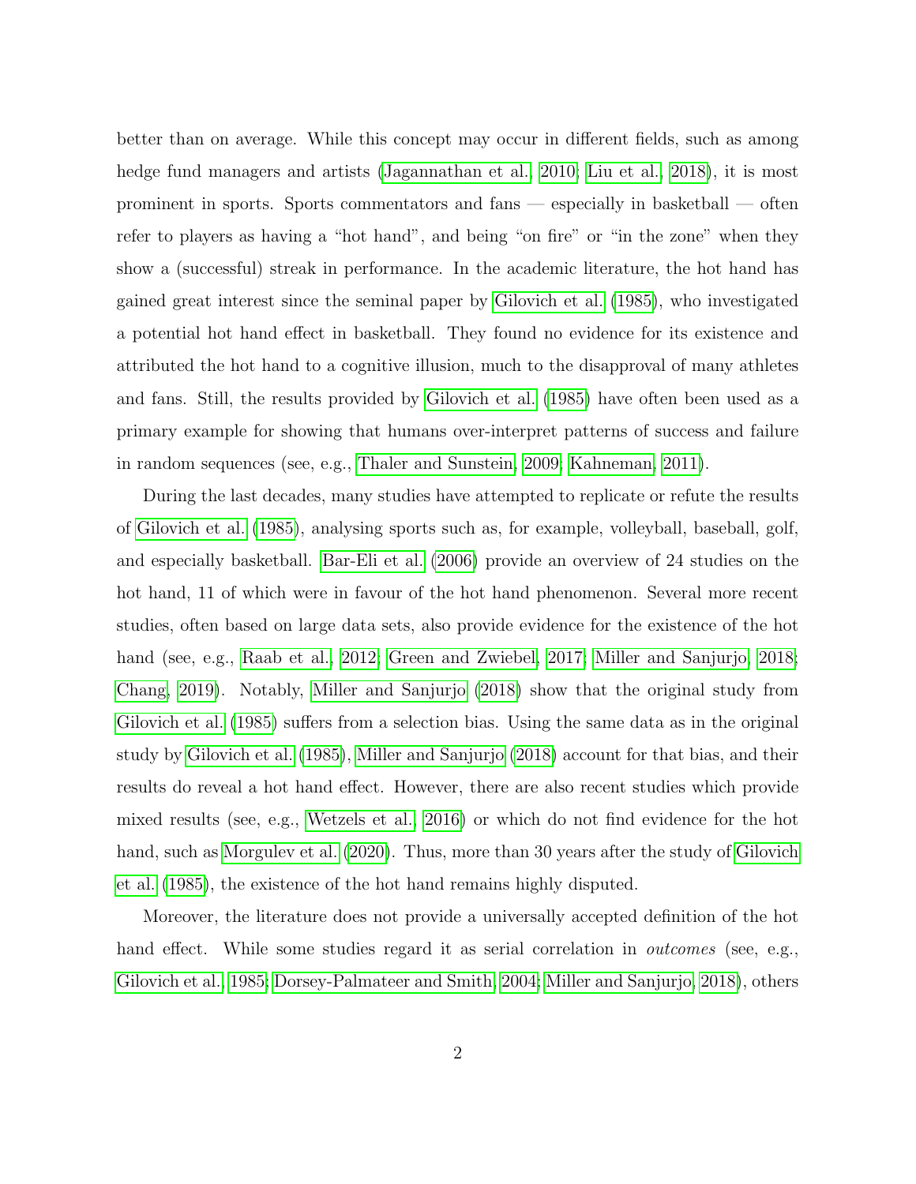better than on average. While this concept may occur in different fields, such as among hedge fund managers and artists (Jagannathan et al., 2010; Liu et al., 2018), it is most prominent in sports. Sports commentators and fans — especially in basketball — often refer to players as having a "hot hand", and being "on fire" or "in the zone" when they show a (successful) streak in performance. In the academic literature, the hot hand has gained great interest since the seminal paper by Gilovich et al. (1985), who investigated a potential hot hand effect in basketball. They found no evidence for its existence and attributed the hot hand to a cognitive illusion, much to the disapproval of many athletes and fans. Still, the results provided by Gilovich et al. (1985) have often been used as a primary example for showing that humans over-interpret patterns of success and failure in random sequences (see, e.g., Thaler and Sunstein, 2009; Kahneman, 2011).

During the last decades, many studies have attempted to replicate or refute the results of Gilovich et al. (1985), analysing sports such as, for example, volleyball, baseball, golf, and especially basketball. Bar-Eli et al. (2006) provide an overview of 24 studies on the hot hand, 11 of which were in favour of the hot hand phenomenon. Several more recent studies, often based on large data sets, also provide evidence for the existence of the hot hand (see, e.g., Raab et al., 2012; Green and Zwiebel, 2017; Miller and Sanjurjo, 2018; Chang, 2019). Notably, Miller and Sanjurjo (2018) show that the original study from Gilovich et al. (1985) suffers from a selection bias. Using the same data as in the original study by Gilovich et al. (1985), Miller and Sanjurjo (2018) account for that bias, and their results do reveal a hot hand effect. However, there are also recent studies which provide mixed results (see, e.g., Wetzels et al., 2016) or which do not find evidence for the hot hand, such as Morgulev et al. (2020). Thus, more than 30 years after the study of Gilovich et al. (1985), the existence of the hot hand remains highly disputed.

Moreover, the literature does not provide a universally accepted definition of the hot hand effect. While some studies regard it as serial correlation in *outcomes* (see, e.g., Gilovich et al., 1985; Dorsey-Palmateer and Smith, 2004; Miller and Sanjurjo, 2018), others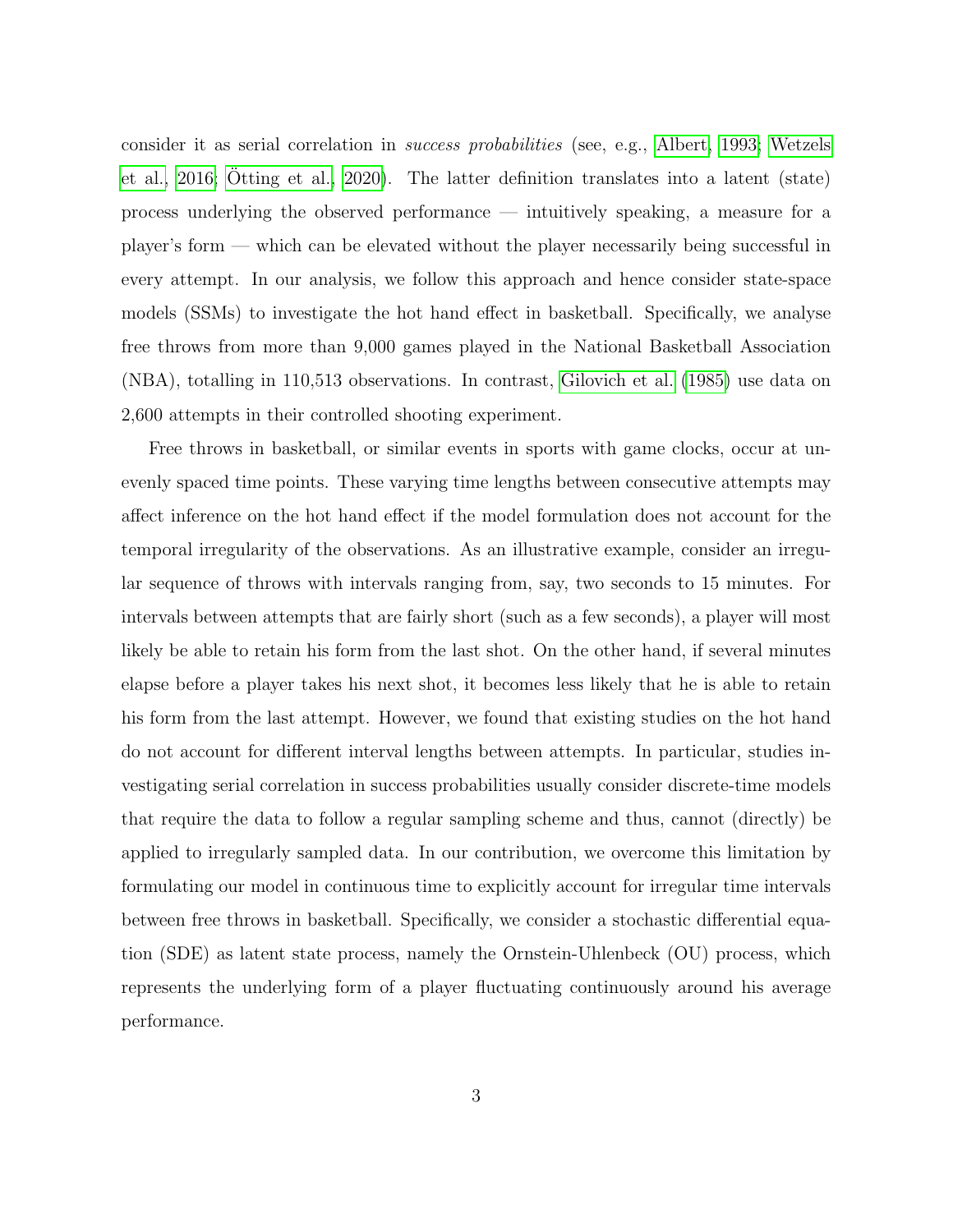consider it as serial correlation in *success probabilities* (see, e.g., Albert, 1993; Wetzels et al., 2016; Ötting et al., 2020). The latter definition translates into a latent (state) process underlying the observed performance — intuitively speaking, a measure for a player's form — which can be elevated without the player necessarily being successful in every attempt. In our analysis, we follow this approach and hence consider state-space models (SSMs) to investigate the hot hand effect in basketball. Specifically, we analyse free throws from more than 9,000 games played in the National Basketball Association (NBA), totalling in 110,513 observations. In contrast, Gilovich et al. (1985) use data on 2,600 attempts in their controlled shooting experiment.

Free throws in basketball, or similar events in sports with game clocks, occur at unevenly spaced time points. These varying time lengths between consecutive attempts may affect inference on the hot hand effect if the model formulation does not account for the temporal irregularity of the observations. As an illustrative example, consider an irregular sequence of throws with intervals ranging from, say, two seconds to 15 minutes. For intervals between attempts that are fairly short (such as a few seconds), a player will most likely be able to retain his form from the last shot. On the other hand, if several minutes elapse before a player takes his next shot, it becomes less likely that he is able to retain his form from the last attempt. However, we found that existing studies on the hot hand do not account for different interval lengths between attempts. In particular, studies investigating serial correlation in success probabilities usually consider discrete-time models that require the data to follow a regular sampling scheme and thus, cannot (directly) be applied to irregularly sampled data. In our contribution, we overcome this limitation by formulating our model in continuous time to explicitly account for irregular time intervals between free throws in basketball. Specifically, we consider a stochastic differential equation (SDE) as latent state process, namely the Ornstein-Uhlenbeck (OU) process, which represents the underlying form of a player fluctuating continuously around his average performance.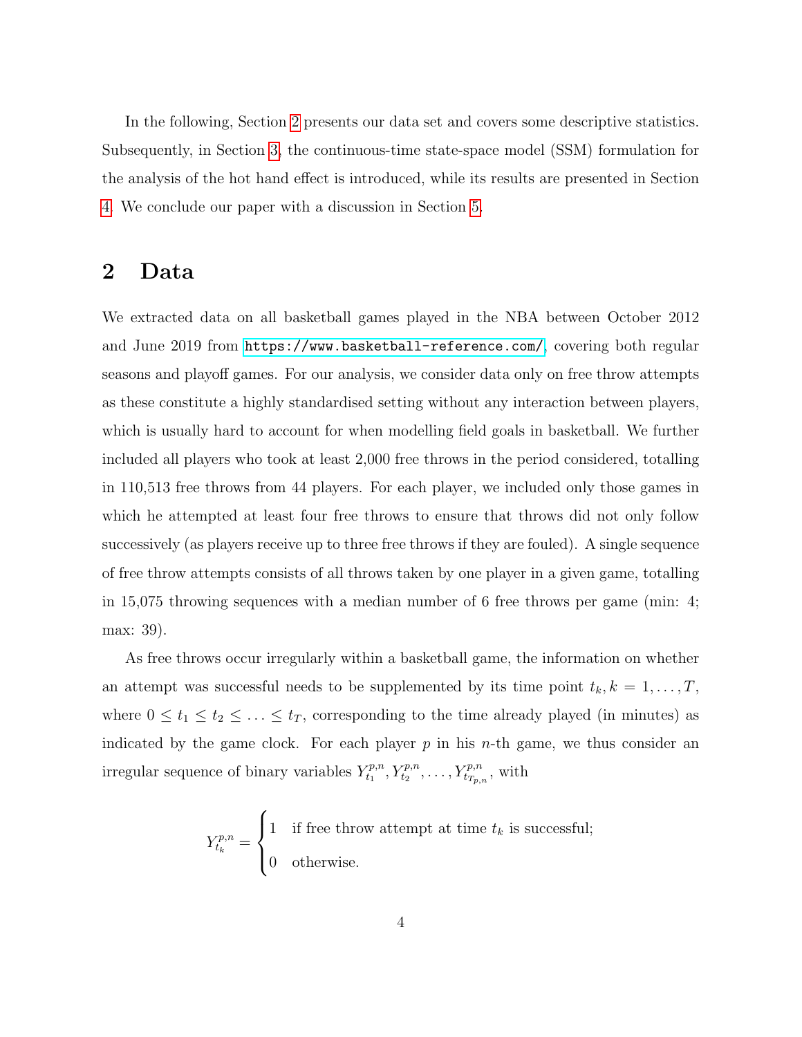In the following, Section 2 presents our data set and covers some descriptive statistics. Subsequently, in Section 3, the continuous-time state-space model (SSM) formulation for the analysis of the hot hand effect is introduced, while its results are presented in Section 4. We conclude our paper with a discussion in Section 5.

## 2 Data

We extracted data on all basketball games played in the NBA between October 2012 and June 2019 from https://www.basketball-reference.com/, covering both regular seasons and playoff games. For our analysis, we consider data only on free throw attempts as these constitute a highly standardised setting without any interaction between players, which is usually hard to account for when modelling field goals in basketball. We further included all players who took at least 2,000 free throws in the period considered, totalling in 110,513 free throws from 44 players. For each player, we included only those games in which he attempted at least four free throws to ensure that throws did not only follow successively (as players receive up to three free throws if they are fouled). A single sequence of free throw attempts consists of all throws taken by one player in a given game, totalling in 15,075 throwing sequences with a median number of 6 free throws per game (min: 4; max: 39).

As free throws occur irregularly within a basketball game, the information on whether an attempt was successful needs to be supplemented by its time point $t_k, k = 1, \ldots, T$, where $0 \leq t_1 \leq t_2 \leq \ldots \leq t_T$, corresponding to the time already played (in minutes) as indicated by the game clock. For each player $p$ in his $n$-th game, we thus consider an irregular sequence of binary variables $Y_{t_1}^{p,n}, Y_{t_2}^{p,n}, \ldots, Y_{t_{T_{p,n}}}^{p,n}$, with

$$
Y_{t_k}^{p,n} = \begin{cases} 1 & \text{if free throw attempt at time } t_k \text{ is successful;} \\ 0 & \text{otherwise.} \end{cases}
$$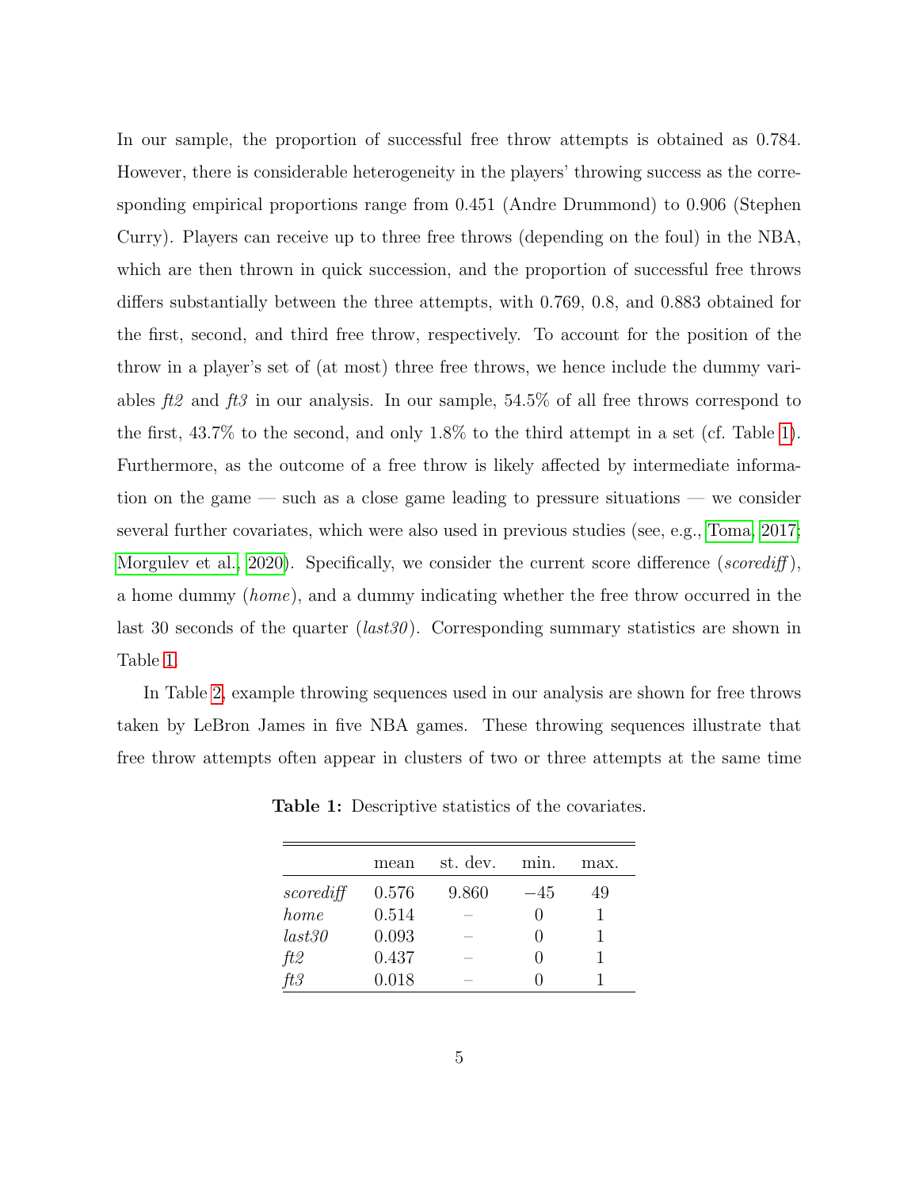In our sample, the proportion of successful free throw attempts is obtained as 0.784. However, there is considerable heterogeneity in the players' throwing success as the corresponding empirical proportions range from 0.451 (Andre Drummond) to 0.906 (Stephen Curry). Players can receive up to three free throws (depending on the foul) in the NBA, which are then thrown in quick succession, and the proportion of successful free throws differs substantially between the three attempts, with 0.769, 0.8, and 0.883 obtained for the first, second, and third free throw, respectively. To account for the position of the throw in a player's set of (at most) three free throws, we hence include the dummy variables *ft2* and *ft3* in our analysis. In our sample, 54.5% of all free throws correspond to the first, 43.7% to the second, and only 1.8% to the third attempt in a set (cf. Table 1). Furthermore, as the outcome of a free throw is likely affected by intermediate information on the game — such as a close game leading to pressure situations — we consider several further covariates, which were also used in previous studies (see, e.g., Toma, 2017; Morgulev et al., 2020). Specifically, we consider the current score difference (*scorediff*), a home dummy (*home*), and a dummy indicating whether the free throw occurred in the last 30 seconds of the quarter (*last30*). Corresponding summary statistics are shown in Table 1.

In Table 2, example throwing sequences used in our analysis are shown for free throws taken by LeBron James in five NBA games. These throwing sequences illustrate that free throw attempts often appear in clusters of two or three attempts at the same time

**Table 1:** Descriptive statistics of the covariates.

| | mean | st. dev. | min. | max. |
|---|---|---|---|---|
| *scorediff* | 0.576 | 9.860 | −45 | 49 |
| *home* | 0.514 | – | 0 | 1 |
| *last30* | 0.093 | – | 0 | 1 |
| *ft2* | 0.437 | – | 0 | 1 |
| *ft3* | 0.018 | – | 0 | 1 |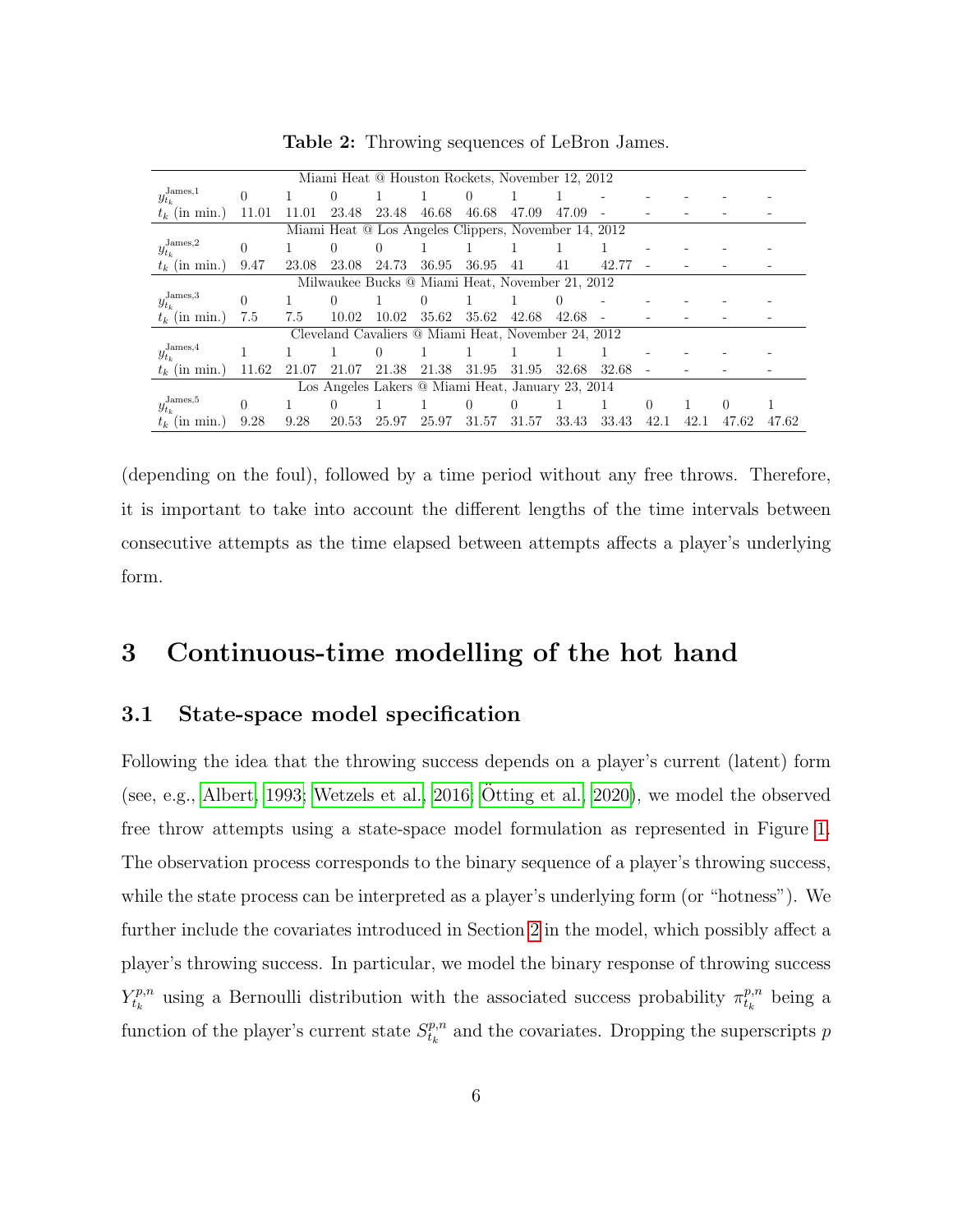**Table 2:** Throwing sequences of LeBron James.

| | | | | | | | | | | | | | |
|---|---|---|---|---|---|---|---|---|---|---|---|---|---|
| Miami Heat @ Houston Rockets, November 12, 2012 | | | | | | | | | | | | | |
| $y_{t_k}^{\text{James},1}$ | 0 | 1 | 0 | 1 | 1 | 0 | 1 | 1 | - | - | - | - | - |
| $t_k$ (in min.) | 11.01 | 11.01 | 23.48 | 23.48 | 46.68 | 46.68 | 47.09 | 47.09 | - | - | - | - | - |
| Miami Heat @ Los Angeles Clippers, November 14, 2012 | | | | | | | | | | | | | |
| $y_{t_k}^{\text{James},2}$ | 0 | 1 | 0 | 0 | 1 | 1 | 1 | 1 | 1 | - | - | - | - |
| $t_k$ (in min.) | 9.47 | 23.08 | 23.08 | 24.73 | 36.95 | 36.95 | 41 | 41 | 42.77 | - | - | - | - |
| Milwaukee Bucks @ Miami Heat, November 21, 2012 | | | | | | | | | | | | | |
| $y_{t_k}^{\text{James},3}$ | 0 | 1 | 0 | 1 | 0 | 1 | 1 | 0 | - | - | - | - | - |
| $t_k$ (in min.) | 7.5 | 7.5 | 10.02 | 10.02 | 35.62 | 35.62 | 42.68 | 42.68 | - | - | - | - | - |
| Cleveland Cavaliers @ Miami Heat, November 24, 2012 | | | | | | | | | | | | | |
| $y_{t_k}^{\text{James},4}$ | 1 | 1 | 1 | 0 | 1 | 1 | 1 | 1 | 1 | 1 | - | - | - |
| $t_k$ (in min.) | 11.62 | 21.07 | 21.07 | 21.38 | 21.38 | 31.95 | 31.95 | 32.68 | 32.68 | - | - | - | - |
| Los Angeles Lakers @ Miami Heat, January 23, 2014 | | | | | | | | | | | | | |
| $y_{t_k}^{\text{James},5}$ | 0 | 1 | 0 | 1 | 1 | 0 | 0 | 1 | 1 | 0 | 1 | 0 | 1 |
| $t_k$ (in min.) | 9.28 | 9.28 | 20.53 | 25.97 | 25.97 | 31.57 | 31.57 | 33.43 | 33.43 | 42.1 | 42.1 | 47.62 | 47.62 |

(depending on the foul), followed by a time period without any free throws. Therefore, it is important to take into account the different lengths of the time intervals between consecutive attempts as the time elapsed between attempts affects a player's underlying form.

# 3 Continuous-time modelling of the hot hand

## 3.1 State-space model specification

Following the idea that the throwing success depends on a player's current (latent) form (see, e.g., Albert, 1993; Wetzels et al., 2016; Ötting et al., 2020), we model the observed free throw attempts using a state-space model formulation as represented in Figure 1. The observation process corresponds to the binary sequence of a player's throwing success, while the state process can be interpreted as a player's underlying form (or "hotness"). We further include the covariates introduced in Section 2 in the model, which possibly affect a player's throwing success. In particular, we model the binary response of throwing success $Y_{t_k}^{p,n}$ using a Bernoulli distribution with the associated success probability $\pi_{t_k}^{p,n}$ being a function of the player's current state $S_{t_k}^{p,n}$ and the covariates. Dropping the superscripts $p$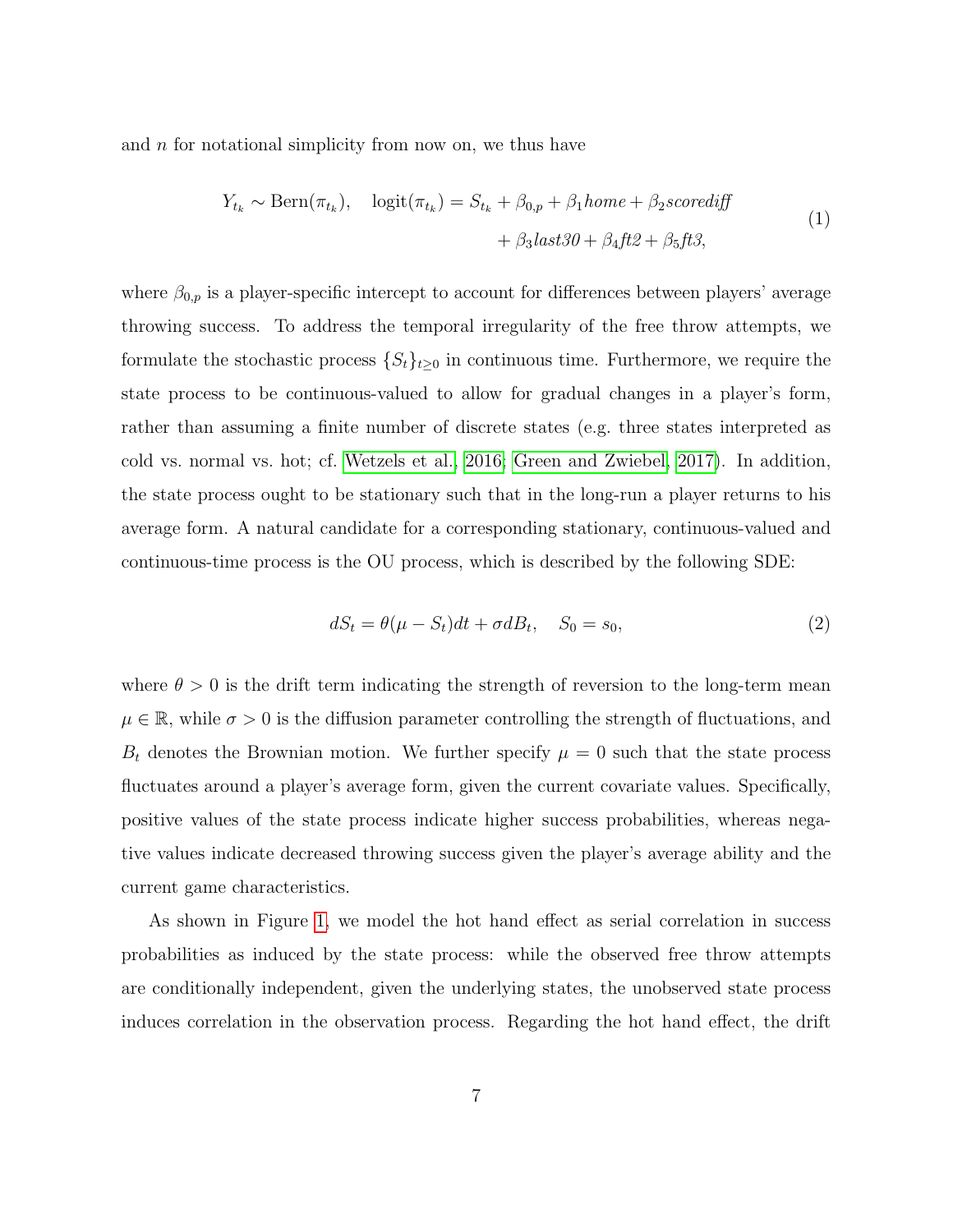and $n$ for notational simplicity from now on, we thus have

$$
\begin{aligned}
Y_{t_k} \sim \text{Bern}(\pi_{t_k}), \quad \text{logit}(\pi_{t_k}) = S_{t_k} + \beta_{0,p} + \beta_1 \mathit{home} + \beta_2 \mathit{scorediff} \\
+ \beta_3 \mathit{last30} + \beta_4 \mathit{ft2} + \beta_5 \mathit{ft3},
\end{aligned}
\tag{1}
$$

where $\beta_{0,p}$ is a player-specific intercept to account for differences between players' average throwing success. To address the temporal irregularity of the free throw attempts, we formulate the stochastic process $\{S_t\}_{t \geq 0}$ in continuous time. Furthermore, we require the state process to be continuous-valued to allow for gradual changes in a player's form, rather than assuming a finite number of discrete states (e.g. three states interpreted as cold vs. normal vs. hot; cf. Wetzels et al., 2016; Green and Zwiebel, 2017). In addition, the state process ought to be stationary such that in the long-run a player returns to his average form. A natural candidate for a corresponding stationary, continuous-valued and continuous-time process is the OU process, which is described by the following SDE:

$$
dS_t = \theta(\mu - S_t)dt + \sigma dB_t, \quad S_0 = s_0, \tag{2}
$$

where $\theta > 0$ is the drift term indicating the strength of reversion to the long-term mean $\mu \in \mathbb{R}$, while $\sigma > 0$ is the diffusion parameter controlling the strength of fluctuations, and $B_t$ denotes the Brownian motion. We further specify $\mu = 0$ such that the state process fluctuates around a player's average form, given the current covariate values. Specifically, positive values of the state process indicate higher success probabilities, whereas negative values indicate decreased throwing success given the player's average ability and the current game characteristics.

As shown in Figure 1, we model the hot hand effect as serial correlation in success probabilities as induced by the state process: while the observed free throw attempts are conditionally independent, given the underlying states, the unobserved state process induces correlation in the observation process. Regarding the hot hand effect, the drift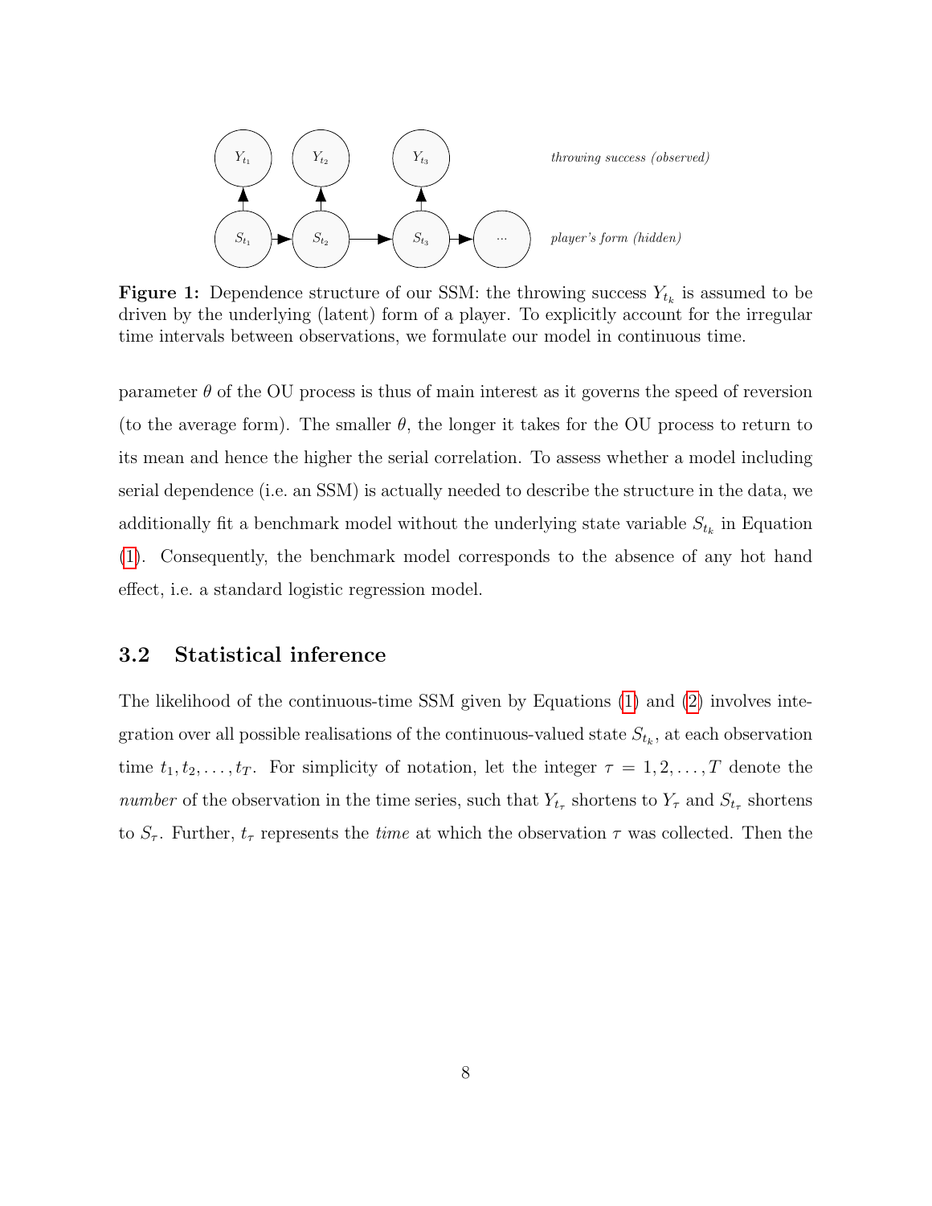**Figure 1:** Dependence structure of our SSM: the throwing success $Y_{t_k}$ is assumed to be driven by the underlying (latent) form of a player. To explicitly account for the irregular time intervals between observations, we formulate our model in continuous time.

parameter $\theta$ of the OU process is thus of main interest as it governs the speed of reversion (to the average form). The smaller $\theta$, the longer it takes for the OU process to return to its mean and hence the higher the serial correlation. To assess whether a model including serial dependence (i.e. an SSM) is actually needed to describe the structure in the data, we additionally fit a benchmark model without the underlying state variable $S_{t_k}$ in Equation (1). Consequently, the benchmark model corresponds to the absence of any hot hand effect, i.e. a standard logistic regression model.

### 3.2 Statistical inference

The likelihood of the continuous-time SSM given by Equations (1) and (2) involves integration over all possible realisations of the continuous-valued state $S_{t_k}$, at each observation time $t_1, t_2, \ldots, t_T$. For simplicity of notation, let the integer $\tau = 1, 2, \ldots, T$ denote the *number* of the observation in the time series, such that $Y_{t_\tau}$ shortens to $Y_\tau$ and $S_{t_\tau}$ shortens to $S_\tau$. Further, $t_\tau$ represents the *time* at which the observation $\tau$ was collected. Then the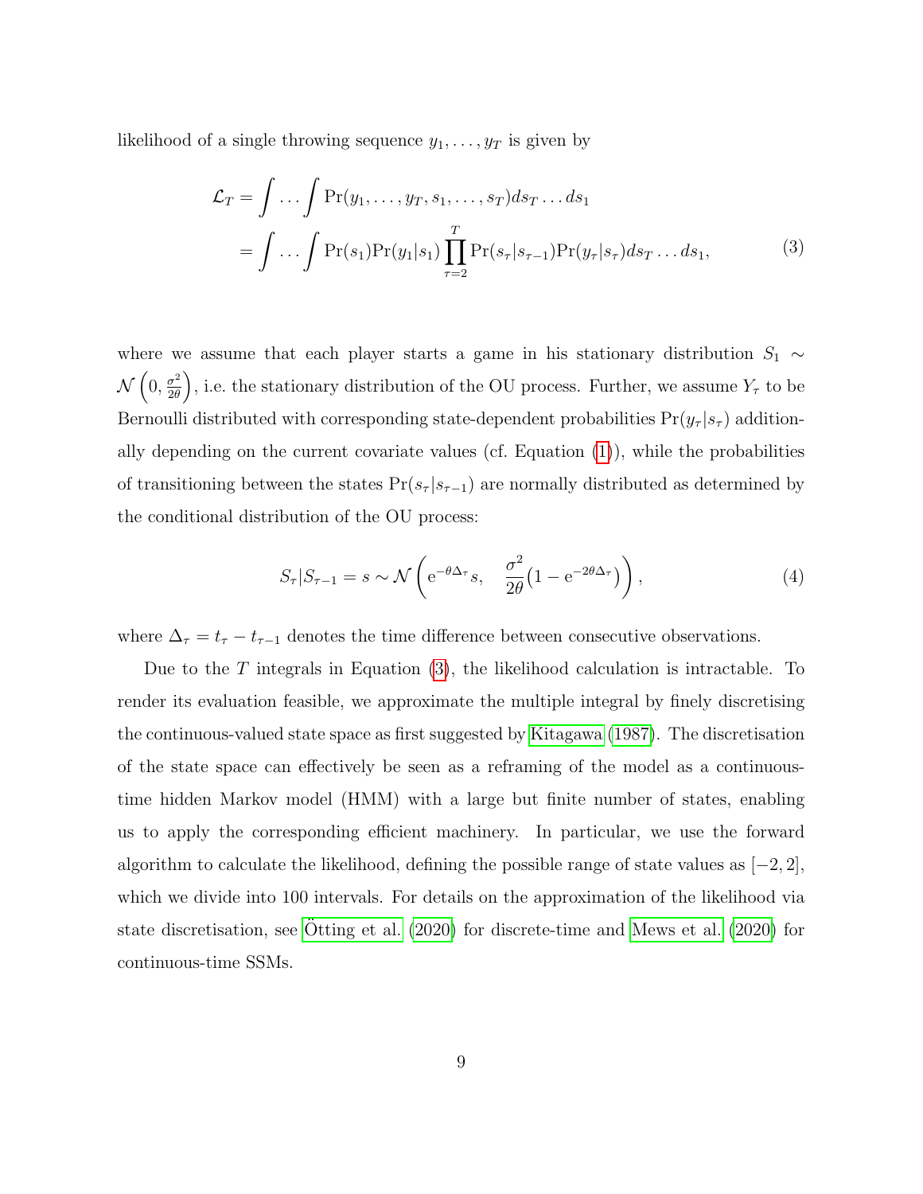likelihood of a single throwing sequence $y_1, \ldots, y_T$ is given by

$$
\begin{aligned}
\mathcal{L}_T &= \int \ldots \int \Pr(y_1, \ldots, y_T, s_1, \ldots, s_T) ds_T \ldots ds_1 \\
&= \int \ldots \int \Pr(s_1) \Pr(y_1 | s_1) \prod_{\tau=2}^{T} \Pr(s_\tau | s_{\tau-1}) \Pr(y_\tau | s_\tau) ds_T \ldots ds_1,
\end{aligned}
\tag{3}
$$

where we assume that each player starts a game in his stationary distribution $S_1 \sim \mathcal{N}\left(0, \frac{\sigma^2}{2\theta}\right)$, i.e. the stationary distribution of the OU process. Further, we assume $Y_\tau$ to be Bernoulli distributed with corresponding state-dependent probabilities $\Pr(y_\tau | s_\tau)$ additionally depending on the current covariate values (cf. Equation (1)), while the probabilities of transitioning between the states $\Pr(s_\tau | s_{\tau-1})$ are normally distributed as determined by the conditional distribution of the OU process:

$$
S_\tau | S_{\tau-1} = s \sim \mathcal{N}\left( \mathrm{e}^{-\theta \Delta_\tau} s, \quad \frac{\sigma^2}{2\theta} \big(1 - \mathrm{e}^{-2\theta \Delta_\tau}\big) \right),
\tag{4}
$$

where $\Delta_\tau = t_\tau - t_{\tau-1}$ denotes the time difference between consecutive observations.

Due to the $T$ integrals in Equation (3), the likelihood calculation is intractable. To render its evaluation feasible, we approximate the multiple integral by finely discretising the continuous-valued state space as first suggested by Kitagawa (1987). The discretisation of the state space can effectively be seen as a reframing of the model as a continuous-time hidden Markov model (HMM) with a large but finite number of states, enabling us to apply the corresponding efficient machinery. In particular, we use the forward algorithm to calculate the likelihood, defining the possible range of state values as $[-2, 2]$, which we divide into 100 intervals. For details on the approximation of the likelihood via state discretisation, see Ötting et al. (2020) for discrete-time and Mews et al. (2020) for continuous-time SSMs.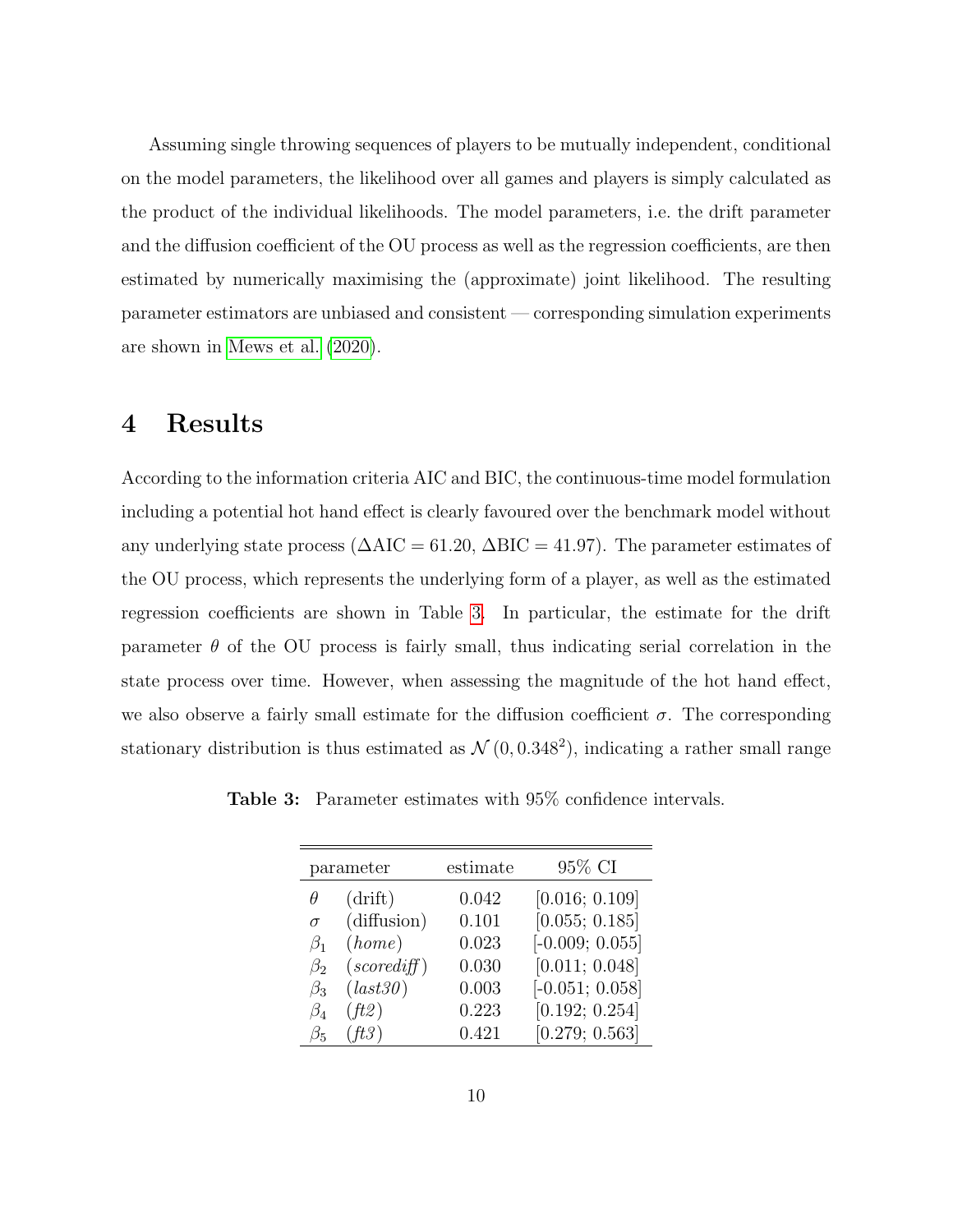Assuming single throwing sequences of players to be mutually independent, conditional on the model parameters, the likelihood over all games and players is simply calculated as the product of the individual likelihoods. The model parameters, i.e. the drift parameter and the diffusion coefficient of the OU process as well as the regression coefficients, are then estimated by numerically maximising the (approximate) joint likelihood. The resulting parameter estimators are unbiased and consistent — corresponding simulation experiments are shown in Mews et al. (2020).

# 4 Results

According to the information criteria AIC and BIC, the continuous-time model formulation including a potential hot hand effect is clearly favoured over the benchmark model without any underlying state process ($\Delta\text{AIC} = 61.20$, $\Delta\text{BIC} = 41.97$). The parameter estimates of the OU process, which represents the underlying form of a player, as well as the estimated regression coefficients are shown in Table 3. In particular, the estimate for the drift parameter $\theta$ of the OU process is fairly small, thus indicating serial correlation in the state process over time. However, when assessing the magnitude of the hot hand effect, we also observe a fairly small estimate for the diffusion coefficient $\sigma$. The corresponding stationary distribution is thus estimated as $\mathcal{N}(0, 0.348^2)$, indicating a rather small range

**Table 3:** Parameter estimates with 95% confidence intervals.

| parameter | | estimate | 95% CI |
|---|---|---|---|
| $\theta$ | (drift) | 0.042 | [0.016; 0.109] |
| $\sigma$ | (diffusion) | 0.101 | [0.055; 0.185] |
| $\beta_1$ | (*home*) | 0.023 | [-0.009; 0.055] |
| $\beta_2$ | (*scorediff*) | 0.030 | [0.011; 0.048] |
| $\beta_3$ | (*last30*) | 0.003 | [-0.051; 0.058] |
| $\beta_4$ | (*ft2*) | 0.223 | [0.192; 0.254] |
| $\beta_5$ | (*ft3*) | 0.421 | [0.279; 0.563] |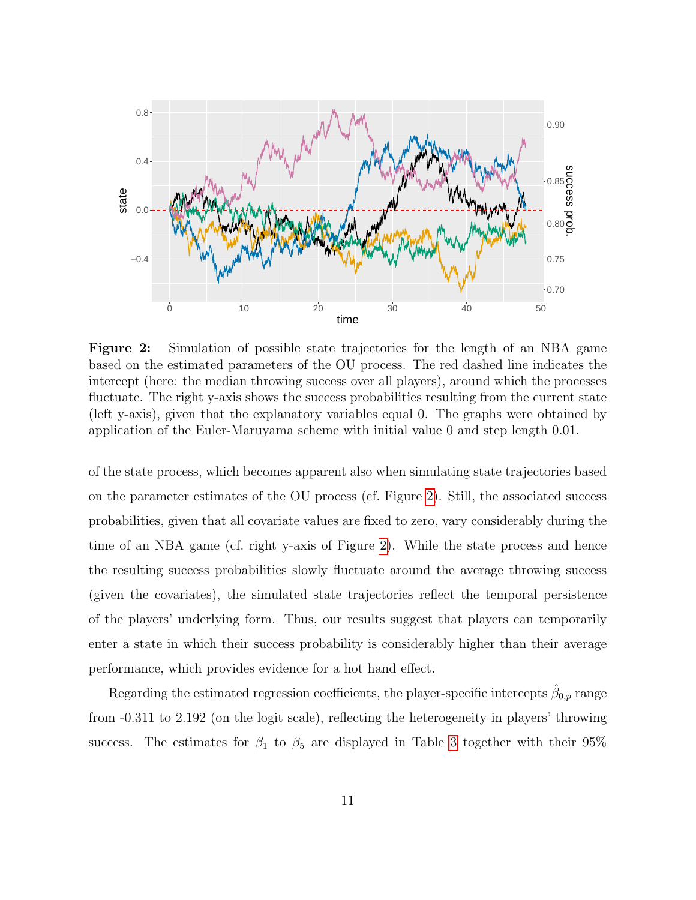**Figure 2:** Simulation of possible state trajectories for the length of an NBA game based on the estimated parameters of the OU process. The red dashed line indicates the intercept (here: the median throwing success over all players), around which the processes fluctuate. The right y-axis shows the success probabilities resulting from the current state (left y-axis), given that the explanatory variables equal 0. The graphs were obtained by application of the Euler-Maruyama scheme with initial value 0 and step length 0.01.

of the state process, which becomes apparent also when simulating state trajectories based on the parameter estimates of the OU process (cf. Figure 2). Still, the associated success probabilities, given that all covariate values are fixed to zero, vary considerably during the time of an NBA game (cf. right y-axis of Figure 2). While the state process and hence the resulting success probabilities slowly fluctuate around the average throwing success (given the covariates), the simulated state trajectories reflect the temporal persistence of the players' underlying form. Thus, our results suggest that players can temporarily enter a state in which their success probability is considerably higher than their average performance, which provides evidence for a hot hand effect.

Regarding the estimated regression coefficients, the player-specific intercepts $\hat{\beta}_{0,p}$ range from -0.311 to 2.192 (on the logit scale), reflecting the heterogeneity in players' throwing success. The estimates for $\beta_1$ to $\beta_5$ are displayed in Table 3 together with their 95%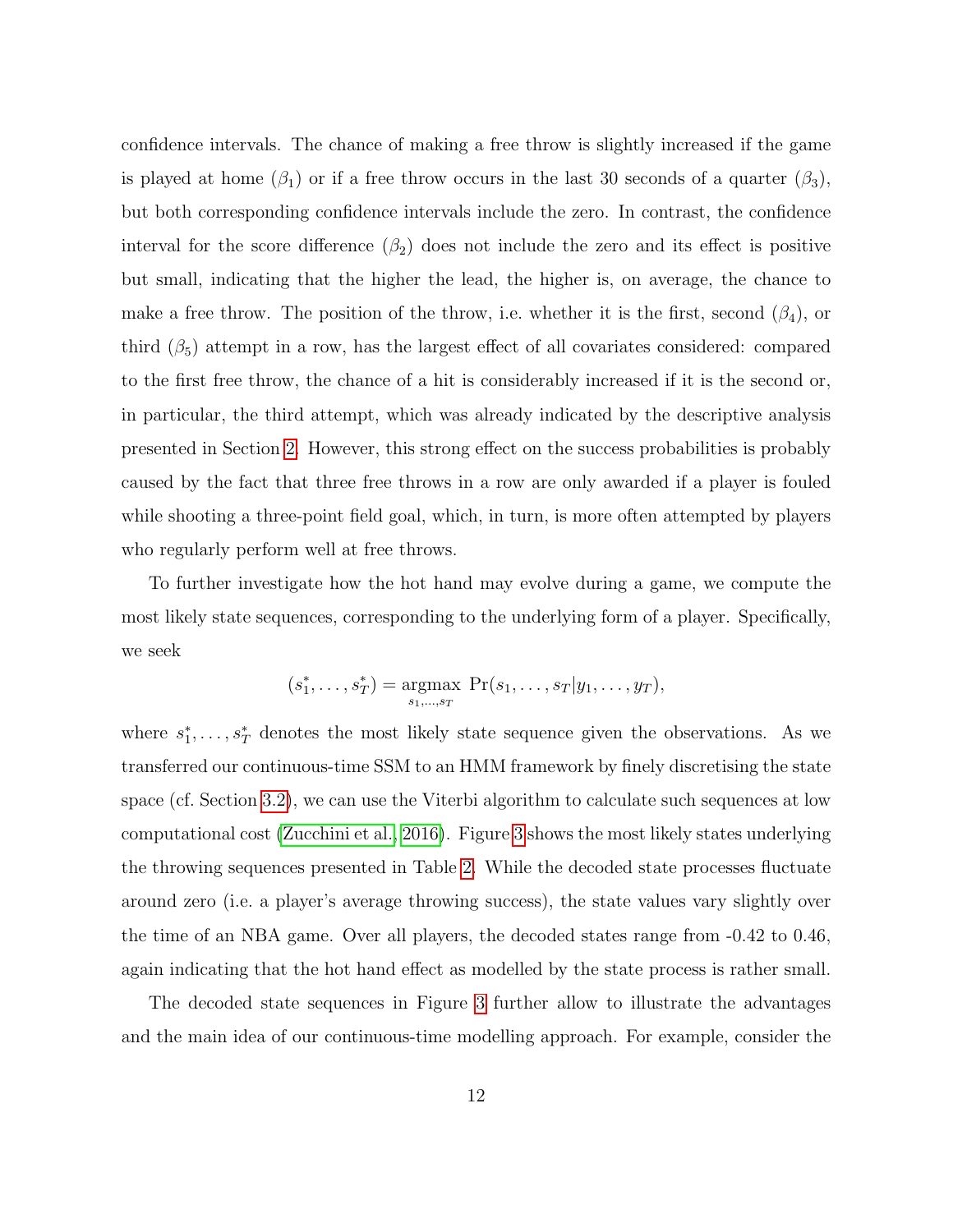confidence intervals. The chance of making a free throw is slightly increased if the game is played at home ($\beta_1$) or if a free throw occurs in the last 30 seconds of a quarter ($\beta_3$), but both corresponding confidence intervals include the zero. In contrast, the confidence interval for the score difference ($\beta_2$) does not include the zero and its effect is positive but small, indicating that the higher the lead, the higher is, on average, the chance to make a free throw. The position of the throw, i.e. whether it is the first, second ($\beta_4$), or third ($\beta_5$) attempt in a row, has the largest effect of all covariates considered: compared to the first free throw, the chance of a hit is considerably increased if it is the second or, in particular, the third attempt, which was already indicated by the descriptive analysis presented in Section 2. However, this strong effect on the success probabilities is probably caused by the fact that three free throws in a row are only awarded if a player is fouled while shooting a three-point field goal, which, in turn, is more often attempted by players who regularly perform well at free throws.

To further investigate how the hot hand may evolve during a game, we compute the most likely state sequences, corresponding to the underlying form of a player. Specifically, we seek

$$(s_1^*, \ldots, s_T^*) = \underset{s_1,\ldots,s_T}{\operatorname{argmax}} \ \Pr(s_1, \ldots, s_T | y_1, \ldots, y_T),$$

where $s_1^*, \ldots, s_T^*$ denotes the most likely state sequence given the observations. As we transferred our continuous-time SSM to an HMM framework by finely discretising the state space (cf. Section 3.2), we can use the Viterbi algorithm to calculate such sequences at low computational cost (Zucchini et al., 2016). Figure 3 shows the most likely states underlying the throwing sequences presented in Table 2. While the decoded state processes fluctuate around zero (i.e. a player's average throwing success), the state values vary slightly over the time of an NBA game. Over all players, the decoded states range from -0.42 to 0.46, again indicating that the hot hand effect as modelled by the state process is rather small.

The decoded state sequences in Figure 3 further allow to illustrate the advantages and the main idea of our continuous-time modelling approach. For example, consider the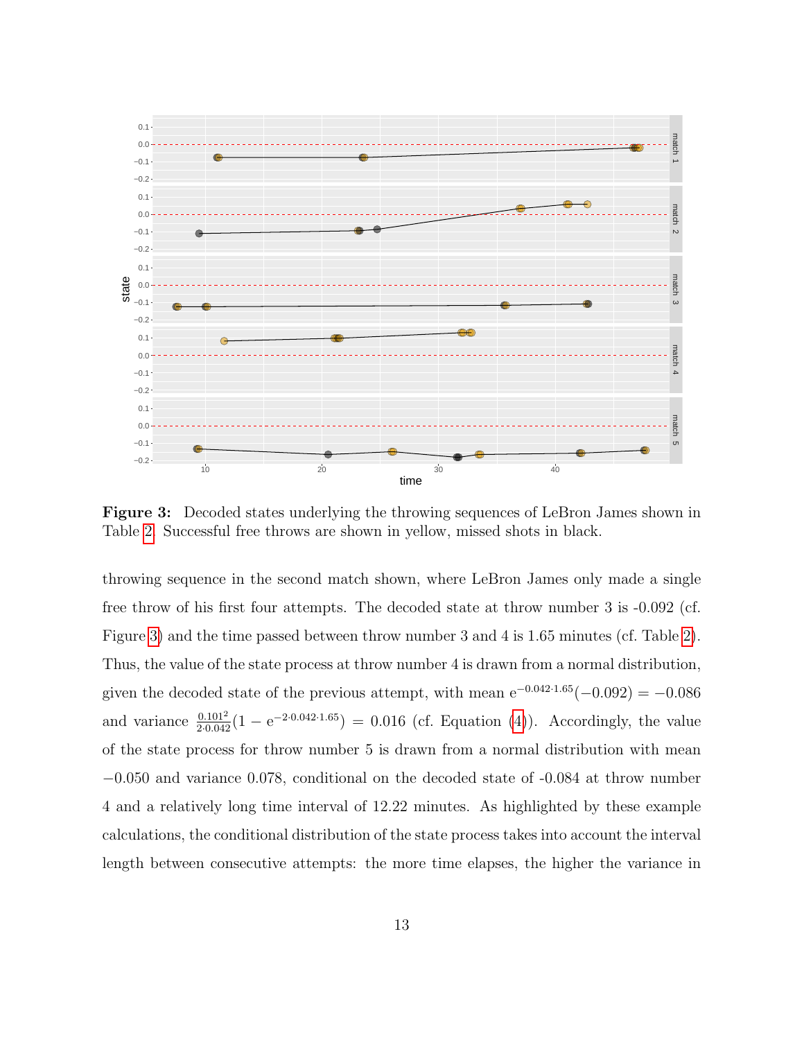**Figure 3:** Decoded states underlying the throwing sequences of LeBron James shown in Table 2. Successful free throws are shown in yellow, missed shots in black.

throwing sequence in the second match shown, where LeBron James only made a single free throw of his first four attempts. The decoded state at throw number 3 is -0.092 (cf. Figure 3) and the time passed between throw number 3 and 4 is 1.65 minutes (cf. Table 2). Thus, the value of the state process at throw number 4 is drawn from a normal distribution, given the decoded state of the previous attempt, with mean $\mathrm{e}^{-0.042 \cdot 1.65}(-0.092) = -0.086$ and variance $\frac{0.101^2}{2 \cdot 0.042}(1 - \mathrm{e}^{-2 \cdot 0.042 \cdot 1.65}) = 0.016$ (cf. Equation (4)). Accordingly, the value of the state process for throw number 5 is drawn from a normal distribution with mean $-0.050$ and variance 0.078, conditional on the decoded state of -0.084 at throw number 4 and a relatively long time interval of 12.22 minutes. As highlighted by these example calculations, the conditional distribution of the state process takes into account the interval length between consecutive attempts: the more time elapses, the higher the variance in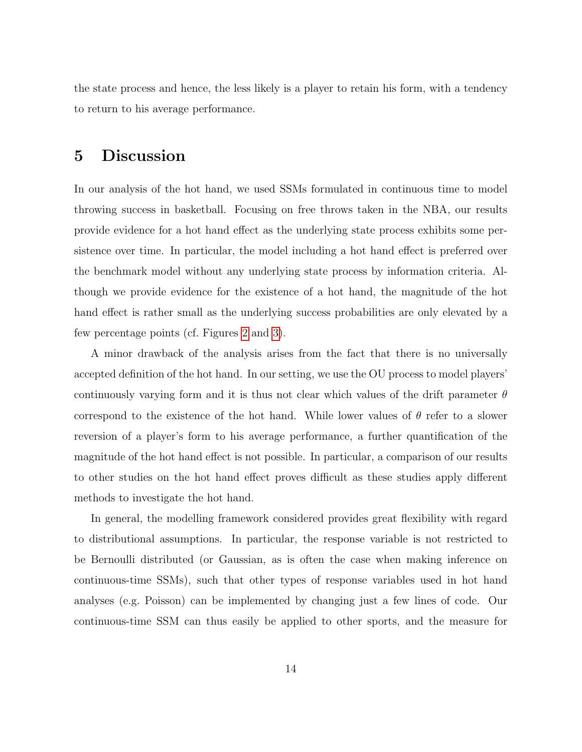the state process and hence, the less likely is a player to retain his form, with a tendency to return to his average performance.

# 5 Discussion

In our analysis of the hot hand, we used SSMs formulated in continuous time to model throwing success in basketball. Focusing on free throws taken in the NBA, our results provide evidence for a hot hand effect as the underlying state process exhibits some persistence over time. In particular, the model including a hot hand effect is preferred over the benchmark model without any underlying state process by information criteria. Although we provide evidence for the existence of a hot hand, the magnitude of the hot hand effect is rather small as the underlying success probabilities are only elevated by a few percentage points (cf. Figures 2 and 3).

A minor drawback of the analysis arises from the fact that there is no universally accepted definition of the hot hand. In our setting, we use the OU process to model players' continuously varying form and it is thus not clear which values of the drift parameter $\theta$ correspond to the existence of the hot hand. While lower values of $\theta$ refer to a slower reversion of a player's form to his average performance, a further quantification of the magnitude of the hot hand effect is not possible. In particular, a comparison of our results to other studies on the hot hand effect proves difficult as these studies apply different methods to investigate the hot hand.

In general, the modelling framework considered provides great flexibility with regard to distributional assumptions. In particular, the response variable is not restricted to be Bernoulli distributed (or Gaussian, as is often the case when making inference on continuous-time SSMs), such that other types of response variables used in hot hand analyses (e.g. Poisson) can be implemented by changing just a few lines of code. Our continuous-time SSM can thus easily be applied to other sports, and the measure for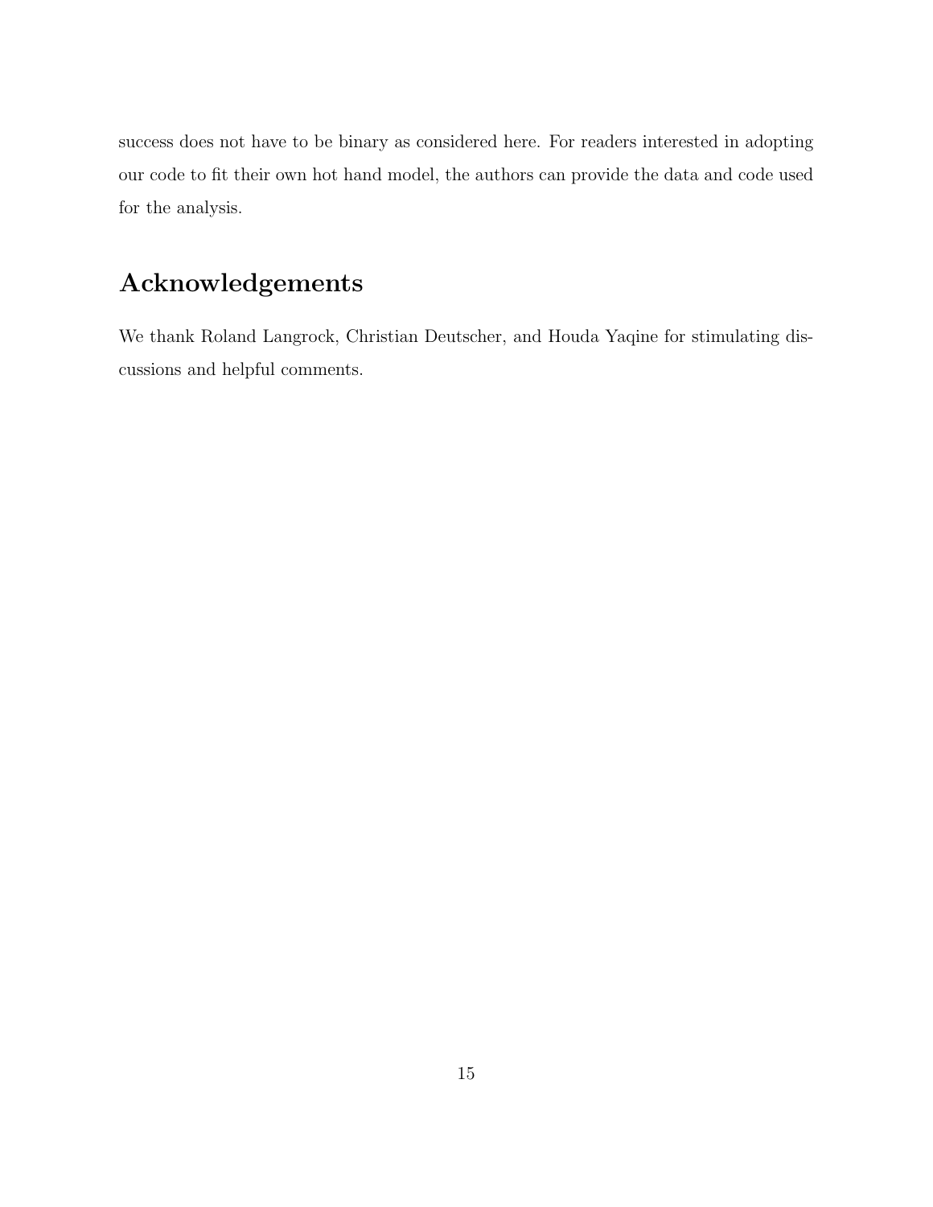success does not have to be binary as considered here. For readers interested in adopting our code to fit their own hot hand model, the authors can provide the data and code used for the analysis.

## Acknowledgements

We thank Roland Langrock, Christian Deutscher, and Houda Yaqine for stimulating discussions and helpful comments.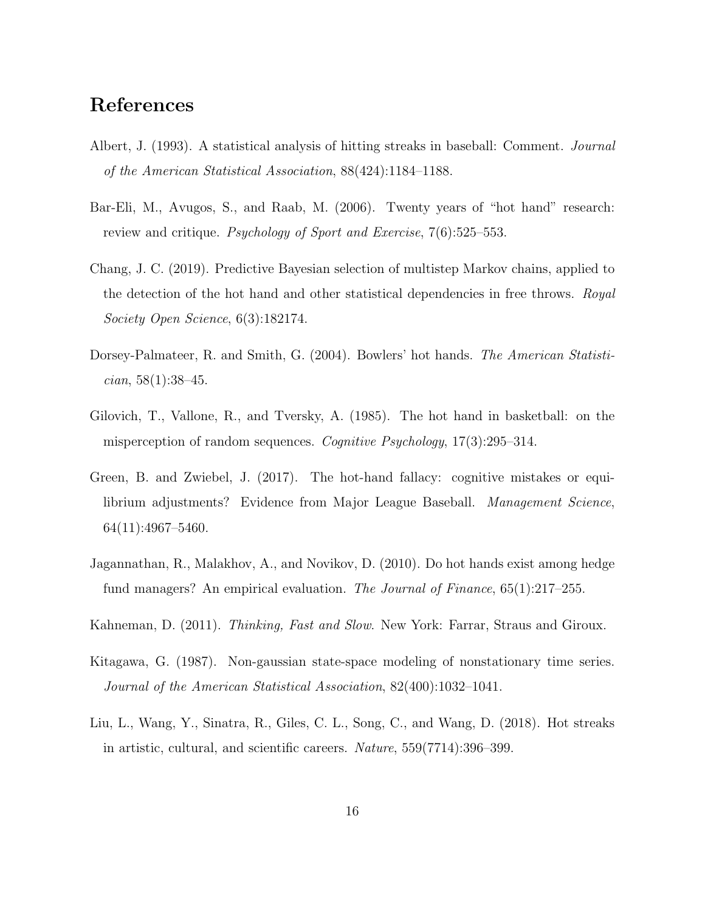# References

Albert, J. (1993). A statistical analysis of hitting streaks in baseball: Comment. *Journal of the American Statistical Association*, 88(424):1184–1188.

Bar-Eli, M., Avugos, S., and Raab, M. (2006). Twenty years of "hot hand" research: review and critique. *Psychology of Sport and Exercise*, 7(6):525–553.

Chang, J. C. (2019). Predictive Bayesian selection of multistep Markov chains, applied to the detection of the hot hand and other statistical dependencies in free throws. *Royal Society Open Science*, 6(3):182174.

Dorsey-Palmateer, R. and Smith, G. (2004). Bowlers' hot hands. *The American Statistician*, 58(1):38–45.

Gilovich, T., Vallone, R., and Tversky, A. (1985). The hot hand in basketball: on the misperception of random sequences. *Cognitive Psychology*, 17(3):295–314.

Green, B. and Zwiebel, J. (2017). The hot-hand fallacy: cognitive mistakes or equilibrium adjustments? Evidence from Major League Baseball. *Management Science*, 64(11):4967–5460.

Jagannathan, R., Malakhov, A., and Novikov, D. (2010). Do hot hands exist among hedge fund managers? An empirical evaluation. *The Journal of Finance*, 65(1):217–255.

Kahneman, D. (2011). *Thinking, Fast and Slow*. New York: Farrar, Straus and Giroux.

Kitagawa, G. (1987). Non-gaussian state-space modeling of nonstationary time series. *Journal of the American Statistical Association*, 82(400):1032–1041.

Liu, L., Wang, Y., Sinatra, R., Giles, C. L., Song, C., and Wang, D. (2018). Hot streaks in artistic, cultural, and scientific careers. *Nature*, 559(7714):396–399.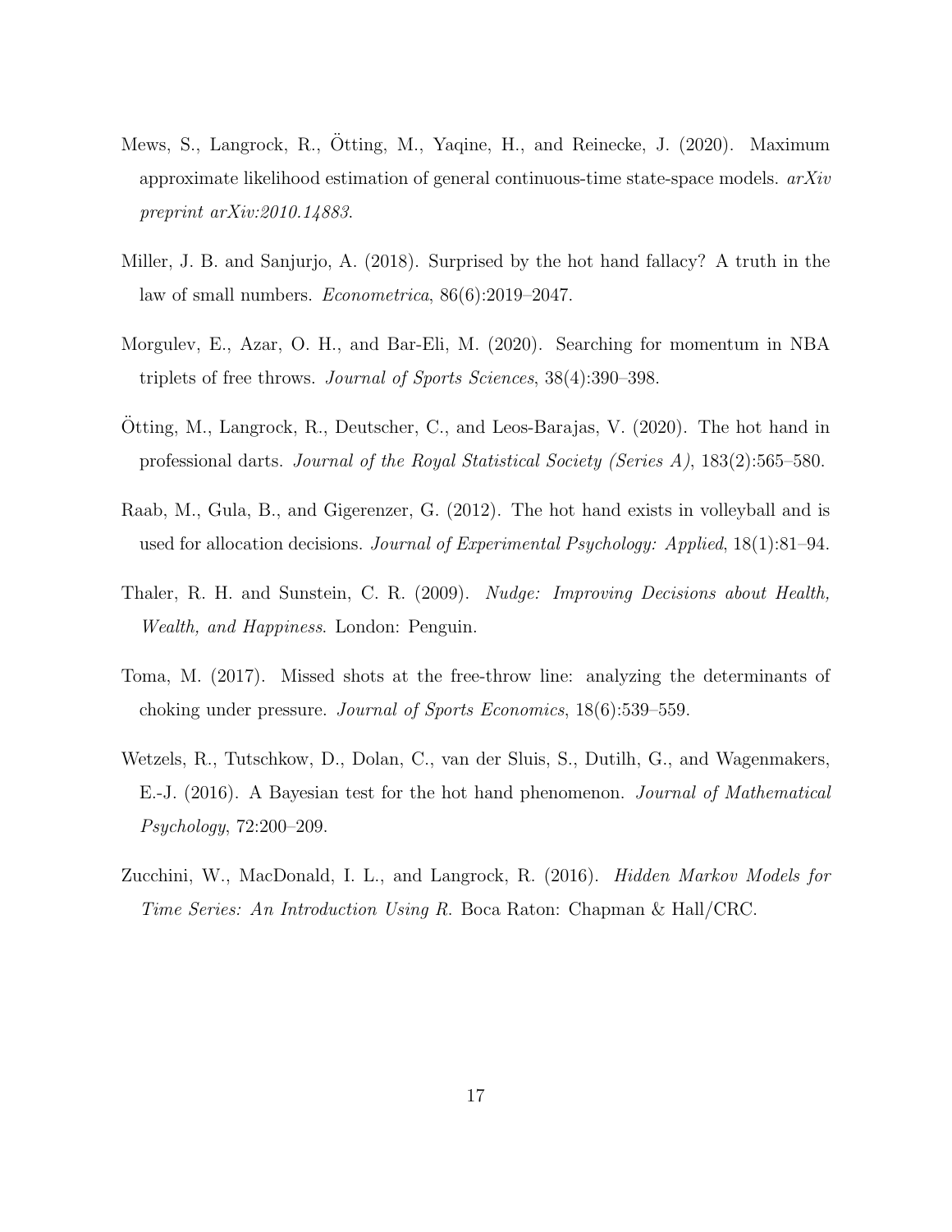Mews, S., Langrock, R., Ötting, M., Yaqine, H., and Reinecke, J. (2020). Maximum approximate likelihood estimation of general continuous-time state-space models. *arXiv preprint arXiv:2010.14883*.

Miller, J. B. and Sanjurjo, A. (2018). Surprised by the hot hand fallacy? A truth in the law of small numbers. *Econometrica*, 86(6):2019–2047.

Morgulev, E., Azar, O. H., and Bar-Eli, M. (2020). Searching for momentum in NBA triplets of free throws. *Journal of Sports Sciences*, 38(4):390–398.

Ötting, M., Langrock, R., Deutscher, C., and Leos-Barajas, V. (2020). The hot hand in professional darts. *Journal of the Royal Statistical Society (Series A)*, 183(2):565–580.

Raab, M., Gula, B., and Gigerenzer, G. (2012). The hot hand exists in volleyball and is used for allocation decisions. *Journal of Experimental Psychology: Applied*, 18(1):81–94.

Thaler, R. H. and Sunstein, C. R. (2009). *Nudge: Improving Decisions about Health, Wealth, and Happiness*. London: Penguin.

Toma, M. (2017). Missed shots at the free-throw line: analyzing the determinants of choking under pressure. *Journal of Sports Economics*, 18(6):539–559.

Wetzels, R., Tutschkow, D., Dolan, C., van der Sluis, S., Dutilh, G., and Wagenmakers, E.-J. (2016). A Bayesian test for the hot hand phenomenon. *Journal of Mathematical Psychology*, 72:200–209.

Zucchini, W., MacDonald, I. L., and Langrock, R. (2016). *Hidden Markov Models for Time Series: An Introduction Using R*. Boca Raton: Chapman & Hall/CRC.